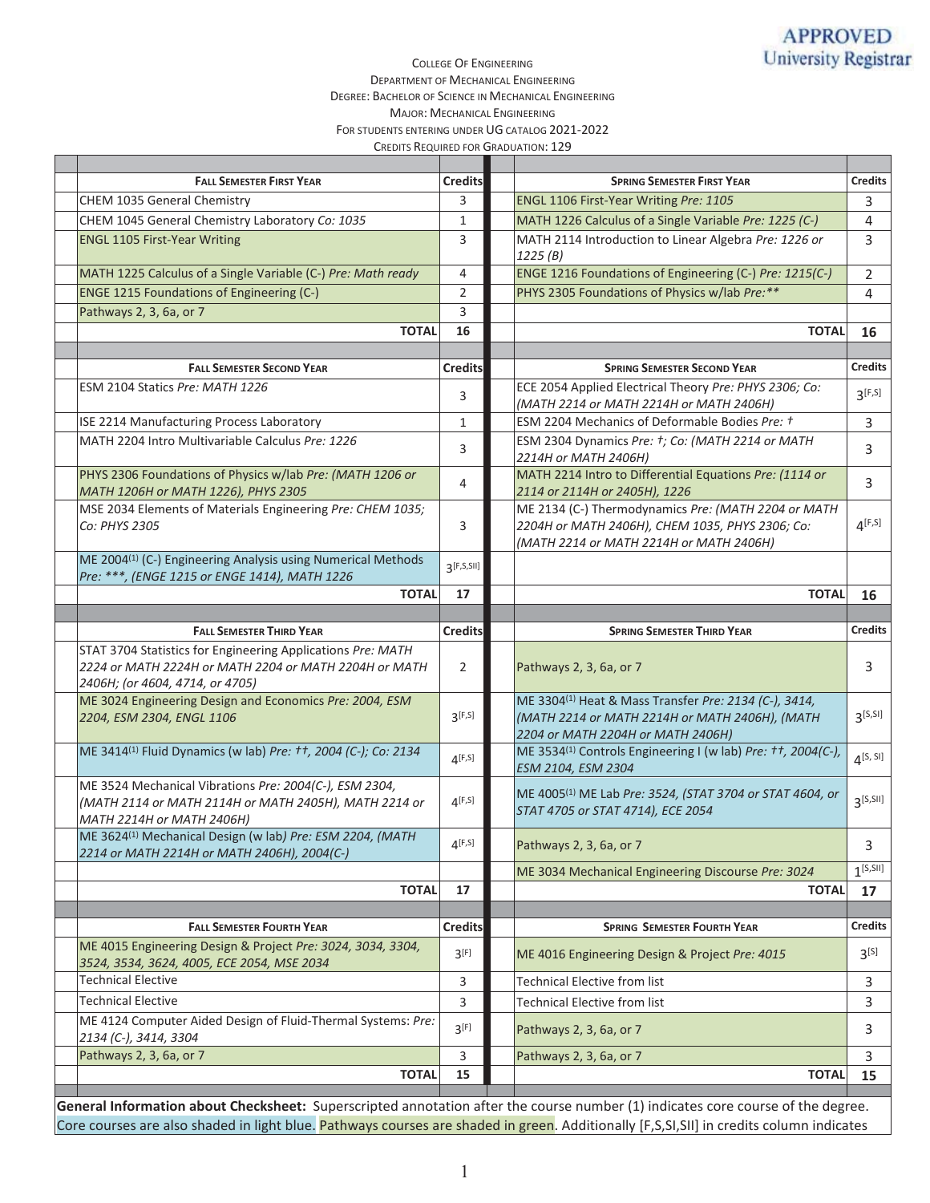APPROVED
University Registrar

College Of Engineering
Department Of Mechanical Engineering
Degree: Bachelor of Science in Mechanical Engineering
Major: Mechanical Engineering
For students entering under UG catalog 2021-2022
Credits Required for Graduation: 129

| **Fall Semester First Year** | **Credits** | **Spring Semester First Year** | **Credits** |
|---|---|---|---|
| CHEM 1035 General Chemistry | 3 | ENGL 1106 First-Year Writing *Pre: 1105* | 3 |
| CHEM 1045 General Chemistry Laboratory *Co: 1035* | 1 | MATH 1226 Calculus of a Single Variable *Pre: 1225 (C-)* | 4 |
| ENGL 1105 First-Year Writing | 3 | MATH 2114 Introduction to Linear Algebra *Pre: 1226 or 1225 (B)* | 3 |
| MATH 1225 Calculus of a Single Variable (C-) *Pre: Math ready* | 4 | ENGE 1216 Foundations of Engineering (C-) *Pre: 1215(C-)* | 2 |
| ENGE 1215 Foundations of Engineering (C-) | 2 | PHYS 2305 Foundations of Physics w/lab *Pre:\*\** | 4 |
| Pathways 2, 3, 6a, or 7 | 3 | | |
| **TOTAL** | **16** | **TOTAL** | **16** |
| **Fall Semester Second Year** | **Credits** | **Spring Semester Second Year** | **Credits** |
| ESM 2104 Statics *Pre: MATH 1226* | 3 | ECE 2054 Applied Electrical Theory *Pre: PHYS 2306; Co: (MATH 2214 or MATH 2214H or MATH 2406H)* | 3 [F,S] |
| ISE 2214 Manufacturing Process Laboratory | 1 | ESM 2204 Mechanics of Deformable Bodies *Pre: †* | 3 |
| MATH 2204 Intro Multivariable Calculus *Pre: 1226* | 3 | ESM 2304 Dynamics *Pre: †; Co: (MATH 2214 or MATH 2214H or MATH 2406H)* | 3 |
| PHYS 2306 Foundations of Physics w/lab *Pre: (MATH 1206 or MATH 1206H or MATH 1226), PHYS 2305* | 4 | MATH 2214 Intro to Differential Equations *Pre: (1114 or 2114 or 2114H or 2405H), 1226* | 3 |
| MSE 2034 Elements of Materials Engineering *Pre: CHEM 1035; Co: PHYS 2305* | 3 | ME 2134 (C-) Thermodynamics *Pre: (MATH 2204 or MATH 2204H or MATH 2406H), CHEM 1035, PHYS 2306; Co: (MATH 2214 or MATH 2214H or MATH 2406H)* | 4 [F,S] |
| ME 2004 (1) (C-) Engineering Analysis using Numerical Methods *Pre: \*\*\*, (ENGE 1215 or ENGE 1414), MATH 1226* | 3 [F,S,SII] | | |
| **TOTAL** | **17** | **TOTAL** | **16** |
| **Fall Semester Third Year** | **Credits** | **Spring Semester Third Year** | **Credits** |
| STAT 3704 Statistics for Engineering Applications *Pre: MATH 2224 or MATH 2224H or MATH 2204 or MATH 2204H or MATH 2406H; (or 4604, 4714, or 4705)* | 2 | Pathways 2, 3, 6a, or 7 | 3 |
| ME 3024 Engineering Design and Economics *Pre: 2004, ESM 2204, ESM 2304, ENGL 1106* | 3 [F,S] | ME 3304 (1) Heat & Mass Transfer *Pre: 2134 (C-), 3414, (MATH 2214 or MATH 2214H or MATH 2406H), (MATH 2204 or MATH 2204H or MATH 2406H)* | 3 [S,SI] |
| ME 3414 (1) Fluid Dynamics (w lab) *Pre: ††, 2004 (C-); Co: 2134* | 4 [F,S] | ME 3534 (1) Controls Engineering I (w lab) *Pre: ††, 2004(C-), ESM 2104, ESM 2304* | 4 [S, SI] |
| ME 3524 Mechanical Vibrations *Pre: 2004(C-), ESM 2304, (MATH 2114 or MATH 2114H or MATH 2405H), MATH 2214 or MATH 2214H or MATH 2406H)* | 4 [F,S] | ME 4005 (1) ME Lab *Pre: 3524, (STAT 3704 or STAT 4604, or STAT 4705 or STAT 4714), ECE 2054* | 3 [S,SII] |
| ME 3624 (1) Mechanical Design (w lab) *Pre: ESM 2204, (MATH 2214 or MATH 2214H or MATH 2406H), 2004(C-)* | 4 [F,S] | Pathways 2, 3, 6a, or 7 | 3 |
| | | ME 3034 Mechanical Engineering Discourse *Pre: 3024* | 1 [S,SII] |
| **TOTAL** | **17** | **TOTAL** | **17** |
| **Fall Semester Fourth Year** | **Credits** | **Spring Semester Fourth Year** | **Credits** |
| ME 4015 Engineering Design & Project *Pre: 3024, 3034, 3304, 3524, 3534, 3624, 4005, ECE 2054, MSE 2034* | 3 [F] | ME 4016 Engineering Design & Project *Pre: 4015* | 3 [S] |
| Technical Elective | 3 | Technical Elective from list | 3 |
| Technical Elective | 3 | Technical Elective from list | 3 |
| ME 4124 Computer Aided Design of Fluid-Thermal Systems: *Pre: 2134 (C-), 3414, 3304* | 3 [F] | Pathways 2, 3, 6a, or 7 | 3 |
| Pathways 2, 3, 6a, or 7 | 3 | Pathways 2, 3, 6a, or 7 | 3 |
| **TOTAL** | **15** | **TOTAL** | **15** |

**General Information about Checksheet:** Superscripted annotation after the course number (1) indicates core course of the degree. Core courses are also shaded in light blue. Pathways courses are shaded in green. Additionally [F,S,SI,SII] in credits column indicates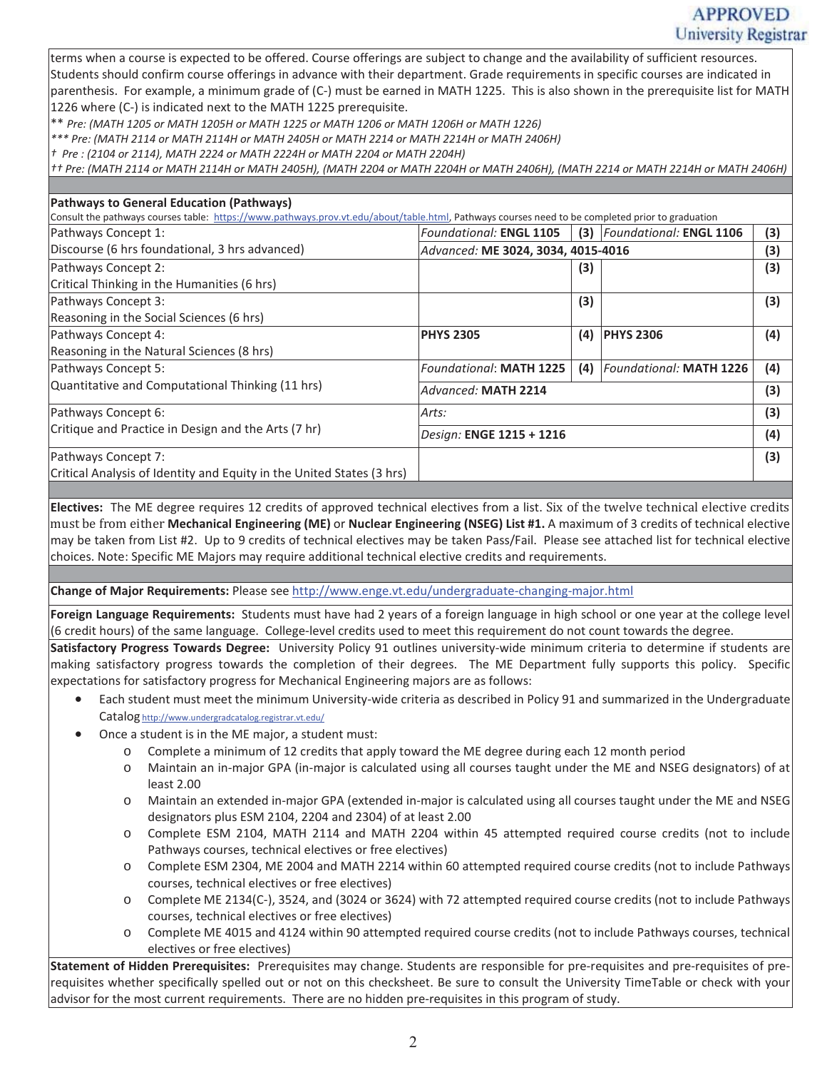terms when a course is expected to be offered. Course offerings are subject to change and the availability of sufficient resources. Students should confirm course offerings in advance with their department. Grade requirements in specific courses are indicated in parenthesis. For example, a minimum grade of (C-) must be earned in MATH 1225. This is also shown in the prerequisite list for MATH 1226 where (C-) is indicated next to the MATH 1225 prerequisite.

** *Pre: (MATH 1205 or MATH 1205H or MATH 1225 or MATH 1206 or MATH 1206H or MATH 1226)*

*** *Pre: (MATH 2114 or MATH 2114H or MATH 2405H or MATH 2214 or MATH 2214H or MATH 2406H)*

† *Pre : (2104 or 2114), MATH 2224 or MATH 2224H or MATH 2204 or MATH 2204H)*

†† *Pre: (MATH 2114 or MATH 2114H or MATH 2405H), (MATH 2204 or MATH 2204H or MATH 2406H), (MATH 2214 or MATH 2214H or MATH 2406H)*

**Pathways to General Education (Pathways)**

Consult the pathways courses table: https://www.pathways.prov.vt.edu/about/table.html, Pathways courses need to be completed prior to graduation

| Pathways Concept | | | | |
|---|---|---|---|---|
| Pathways Concept 1: Discourse (6 hrs foundational, 3 hrs advanced) | *Foundational:* **ENGL 1105** | **(3)** | *Foundational:* **ENGL 1106** | **(3)** |
| | *Advanced:* **ME 3024, 3034, 4015-4016** | | | **(3)** |
| Pathways Concept 2: Critical Thinking in the Humanities (6 hrs) | | **(3)** | | **(3)** |
| Pathways Concept 3: Reasoning in the Social Sciences (6 hrs) | | **(3)** | | **(3)** |
| Pathways Concept 4: Reasoning in the Natural Sciences (8 hrs) | **PHYS 2305** | **(4)** | **PHYS 2306** | **(4)** |
| Pathways Concept 5: Quantitative and Computational Thinking (11 hrs) | *Foundational*: **MATH 1225** | **(4)** | *Foundational:* **MATH 1226** | **(4)** |
| | *Advanced:* **MATH 2214** | | | **(3)** |
| Pathways Concept 6: Critique and Practice in Design and the Arts (7 hr) | *Arts:* | | | **(3)** |
| | *Design:* **ENGE 1215 + 1216** | | | **(4)** |
| Pathways Concept 7: Critical Analysis of Identity and Equity in the United States (3 hrs) | | | | **(3)** |

**Electives:** The ME degree requires 12 credits of approved technical electives from a list. Six of the twelve technical elective credits must be from either **Mechanical Engineering (ME)** or **Nuclear Engineering (NSEG) List #1.** A maximum of 3 credits of technical elective may be taken from List #2. Up to 9 credits of technical electives may be taken Pass/Fail. Please see attached list for technical elective choices. Note: Specific ME Majors may require additional technical elective credits and requirements.

**Change of Major Requirements:** Please see http://www.enge.vt.edu/undergraduate-changing-major.html

**Foreign Language Requirements:** Students must have had 2 years of a foreign language in high school or one year at the college level (6 credit hours) of the same language. College-level credits used to meet this requirement do not count towards the degree.

**Satisfactory Progress Towards Degree:** University Policy 91 outlines university-wide minimum criteria to determine if students are making satisfactory progress towards the completion of their degrees. The ME Department fully supports this policy. Specific expectations for satisfactory progress for Mechanical Engineering majors are as follows:

- Each student must meet the minimum University-wide criteria as described in Policy 91 and summarized in the Undergraduate Catalog http://www.undergradcatalog.registrar.vt.edu/
- Once a student is in the ME major, a student must:
  - Complete a minimum of 12 credits that apply toward the ME degree during each 12 month period
  - Maintain an in-major GPA (in-major is calculated using all courses taught under the ME and NSEG designators) of at least 2.00
  - Maintain an extended in-major GPA (extended in-major is calculated using all courses taught under the ME and NSEG designators plus ESM 2104, 2204 and 2304) of at least 2.00
  - Complete ESM 2104, MATH 2114 and MATH 2204 within 45 attempted required course credits (not to include Pathways courses, technical electives or free electives)
  - Complete ESM 2304, ME 2004 and MATH 2214 within 60 attempted required course credits (not to include Pathways courses, technical electives or free electives)
  - Complete ME 2134(C-), 3524, and (3024 or 3624) with 72 attempted required course credits (not to include Pathways courses, technical electives or free electives)
  - Complete ME 4015 and 4124 within 90 attempted required course credits (not to include Pathways courses, technical electives or free electives)

**Statement of Hidden Prerequisites:** Prerequisites may change. Students are responsible for pre-requisites and pre-requisites of pre-requisites whether specifically spelled out or not on this checksheet. Be sure to consult the University TimeTable or check with your advisor for the most current requirements. There are no hidden pre-requisites in this program of study.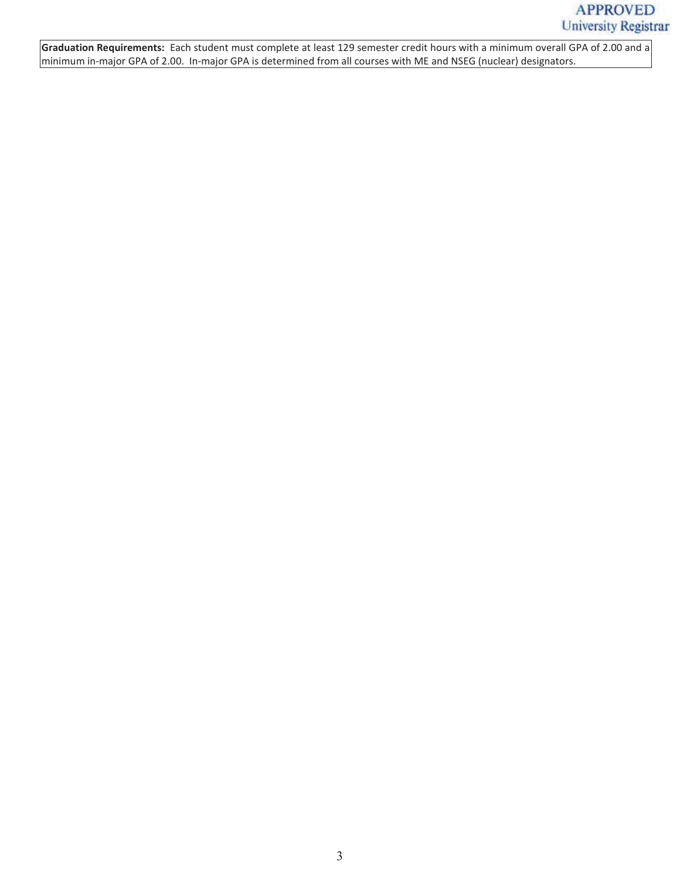**Graduation Requirements:** Each student must complete at least 129 semester credit hours with a minimum overall GPA of 2.00 and a minimum in-major GPA of 2.00. In-major GPA is determined from all courses with ME and NSEG (nuclear) designators.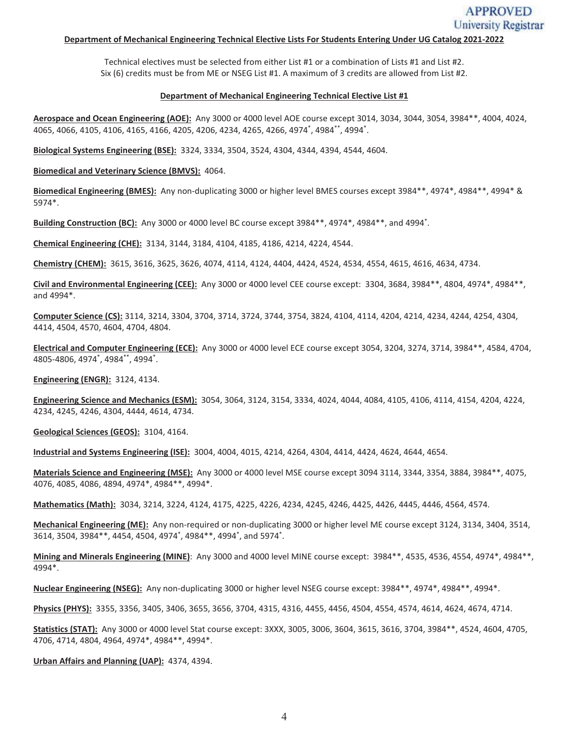APPROVED
University Registrar

**Department of Mechanical Engineering Technical Elective Lists For Students Entering Under UG Catalog 2021-2022**

Technical electives must be selected from either List #1 or a combination of Lists #1 and List #2.
Six (6) credits must be from ME or NSEG List #1. A maximum of 3 credits are allowed from List #2.

**Department of Mechanical Engineering Technical Elective List #1**

**Aerospace and Ocean Engineering (AOE):** Any 3000 or 4000 level AOE course except 3014, 3034, 3044, 3054, 3984**, 4004, 4024, 4065, 4066, 4105, 4106, 4165, 4166, 4205, 4206, 4234, 4265, 4266, 4974*, 4984**, 4994*.

**Biological Systems Engineering (BSE):** 3324, 3334, 3504, 3524, 4304, 4344, 4394, 4544, 4604.

**Biomedical and Veterinary Science (BMVS):** 4064.

**Biomedical Engineering (BMES):** Any non-duplicating 3000 or higher level BMES courses except 3984**, 4974*, 4984**, 4994* & 5974*.

**Building Construction (BC):** Any 3000 or 4000 level BC course except 3984**, 4974*, 4984**, and 4994*.

**Chemical Engineering (CHE):** 3134, 3144, 3184, 4104, 4185, 4186, 4214, 4224, 4544.

**Chemistry (CHEM):** 3615, 3616, 3625, 3626, 4074, 4114, 4124, 4404, 4424, 4524, 4534, 4554, 4615, 4616, 4634, 4734.

**Civil and Environmental Engineering (CEE):** Any 3000 or 4000 level CEE course except: 3304, 3684, 3984**, 4804, 4974*, 4984**, and 4994*.

**Computer Science (CS):** 3114, 3214, 3304, 3704, 3714, 3724, 3744, 3754, 3824, 4104, 4114, 4204, 4214, 4234, 4244, 4254, 4304, 4414, 4504, 4570, 4604, 4704, 4804.

**Electrical and Computer Engineering (ECE):** Any 3000 or 4000 level ECE course except 3054, 3204, 3274, 3714, 3984**, 4584, 4704, 4805-4806, 4974*, 4984**, 4994*.

**Engineering (ENGR):** 3124, 4134.

**Engineering Science and Mechanics (ESM):** 3054, 3064, 3124, 3154, 3334, 4024, 4044, 4084, 4105, 4106, 4114, 4154, 4204, 4224, 4234, 4245, 4246, 4304, 4444, 4614, 4734.

**Geological Sciences (GEOS):** 3104, 4164.

**Industrial and Systems Engineering (ISE):** 3004, 4004, 4015, 4214, 4264, 4304, 4414, 4424, 4624, 4644, 4654.

**Materials Science and Engineering (MSE):** Any 3000 or 4000 level MSE course except 3094 3114, 3344, 3354, 3884, 3984**, 4075, 4076, 4085, 4086, 4894, 4974*, 4984**, 4994*.

**Mathematics (Math):** 3034, 3214, 3224, 4124, 4175, 4225, 4226, 4234, 4245, 4246, 4425, 4426, 4445, 4446, 4564, 4574.

**Mechanical Engineering (ME):** Any non-required or non-duplicating 3000 or higher level ME course except 3124, 3134, 3404, 3514, 3614, 3504, 3984**, 4454, 4504, 4974*, 4984**, 4994*, and 5974*.

**Mining and Minerals Engineering (MINE)**: Any 3000 and 4000 level MINE course except: 3984**, 4535, 4536, 4554, 4974*, 4984**, 4994*.

**Nuclear Engineering (NSEG):** Any non-duplicating 3000 or higher level NSEG course except: 3984**, 4974*, 4984**, 4994*.

**Physics (PHYS):** 3355, 3356, 3405, 3406, 3655, 3656, 3704, 4315, 4316, 4455, 4456, 4504, 4554, 4574, 4614, 4624, 4674, 4714.

**Statistics (STAT):** Any 3000 or 4000 level Stat course except: 3XXX, 3005, 3006, 3604, 3615, 3616, 3704, 3984**, 4524, 4604, 4705, 4706, 4714, 4804, 4964, 4974*, 4984**, 4994*.

**Urban Affairs and Planning (UAP):** 4374, 4394.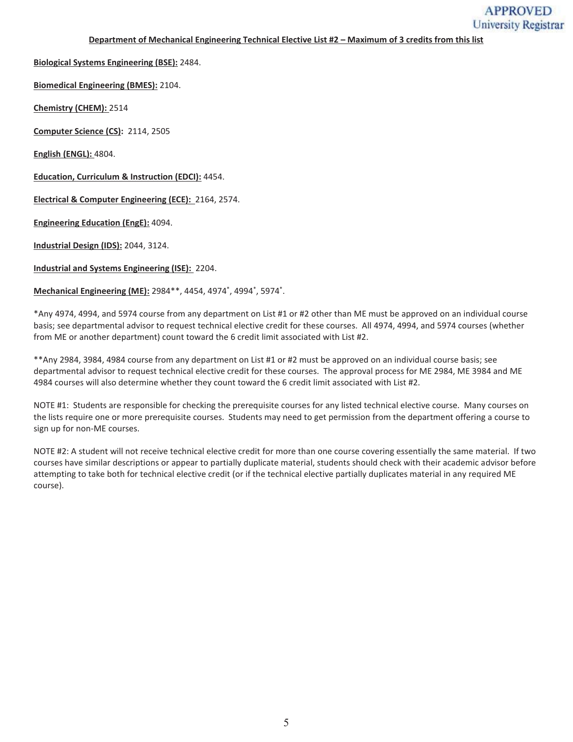APPROVED
University Registrar

**Department of Mechanical Engineering Technical Elective List #2 – Maximum of 3 credits from this list**

**Biological Systems Engineering (BSE):** 2484.

**Biomedical Engineering (BMES):** 2104.

**Chemistry (CHEM):** 2514

**Computer Science (CS):** 2114, 2505

**English (ENGL):** 4804.

**Education, Curriculum & Instruction (EDCI):** 4454.

**Electrical & Computer Engineering (ECE):** 2164, 2574.

**Engineering Education (EngE):** 4094.

**Industrial Design (IDS):** 2044, 3124.

**Industrial and Systems Engineering (ISE):** 2204.

**Mechanical Engineering (ME):** 2984**, 4454, 4974*, 4994*, 5974*.

*Any 4974, 4994, and 5974 course from any department on List #1 or #2 other than ME must be approved on an individual course basis; see departmental advisor to request technical elective credit for these courses. All 4974, 4994, and 5974 courses (whether from ME or another department) count toward the 6 credit limit associated with List #2.

**Any 2984, 3984, 4984 course from any department on List #1 or #2 must be approved on an individual course basis; see departmental advisor to request technical elective credit for these courses. The approval process for ME 2984, ME 3984 and ME 4984 courses will also determine whether they count toward the 6 credit limit associated with List #2.

NOTE #1: Students are responsible for checking the prerequisite courses for any listed technical elective course. Many courses on the lists require one or more prerequisite courses. Students may need to get permission from the department offering a course to sign up for non-ME courses.

NOTE #2: A student will not receive technical elective credit for more than one course covering essentially the same material. If two courses have similar descriptions or appear to partially duplicate material, students should check with their academic advisor before attempting to take both for technical elective credit (or if the technical elective partially duplicates material in any required ME course).